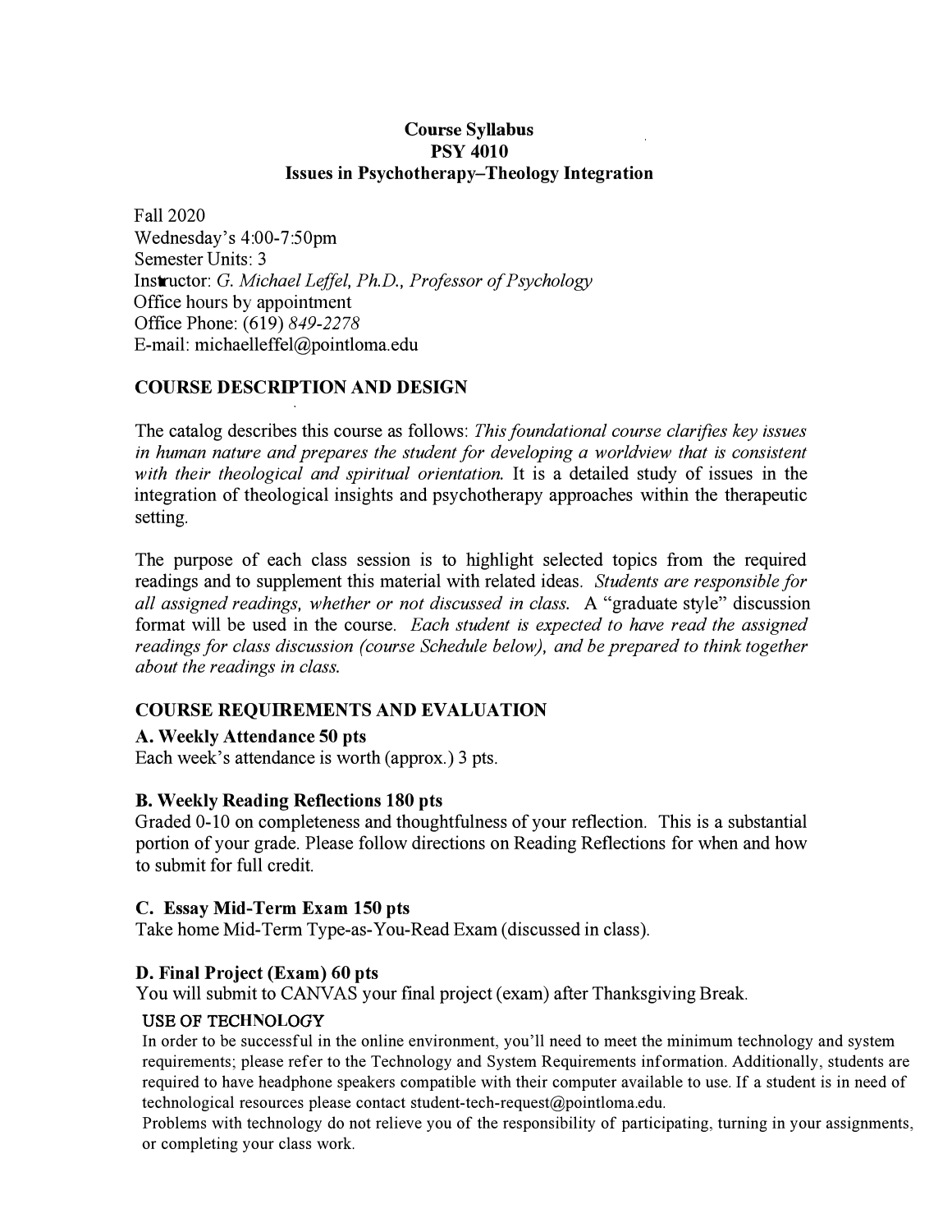**Course Syllabus**
**PSY 4010**
**Issues in Psychotherapy–Theology Integration**

Fall 2020
Wednesday's 4:00-7:50pm
Semester Units: 3
Instructor: *G. Michael Leffel, Ph.D., Professor of Psychology*
Office hours by appointment
Office Phone: (619) *849-2278*
E-mail: michaelleffel@pointloma.edu

## COURSE DESCRIPTION AND DESIGN

The catalog describes this course as follows: *This foundational course clarifies key issues in human nature and prepares the student for developing a worldview that is consistent with their theological and spiritual orientation.* It is a detailed study of issues in the integration of theological insights and psychotherapy approaches within the therapeutic setting.

The purpose of each class session is to highlight selected topics from the required readings and to supplement this material with related ideas. *Students are responsible for all assigned readings, whether or not discussed in class.* A "graduate style" discussion format will be used in the course. *Each student is expected to have read the assigned readings for class discussion (course Schedule below), and be prepared to think together about the readings in class.*

## COURSE REQUIREMENTS AND EVALUATION

### A. Weekly Attendance 50 pts

Each week's attendance is worth (approx.) 3 pts.

### B. Weekly Reading Reflections 180 pts

Graded 0-10 on completeness and thoughtfulness of your reflection. This is a substantial portion of your grade. Please follow directions on Reading Reflections for when and how to submit for full credit.

### C. Essay Mid-Term Exam 150 pts

Take home Mid-Term Type-as-You-Read Exam (discussed in class).

### D. Final Project (Exam) 60 pts

You will submit to CANVAS your final project (exam) after Thanksgiving Break.

### USE OF TECHNOLOGY

In order to be successful in the online environment, you'll need to meet the minimum technology and system requirements; please refer to the Technology and System Requirements information. Additionally, students are required to have headphone speakers compatible with their computer available to use. If a student is in need of technological resources please contact student-tech-request@pointloma.edu.

Problems with technology do not relieve you of the responsibility of participating, turning in your assignments, or completing your class work.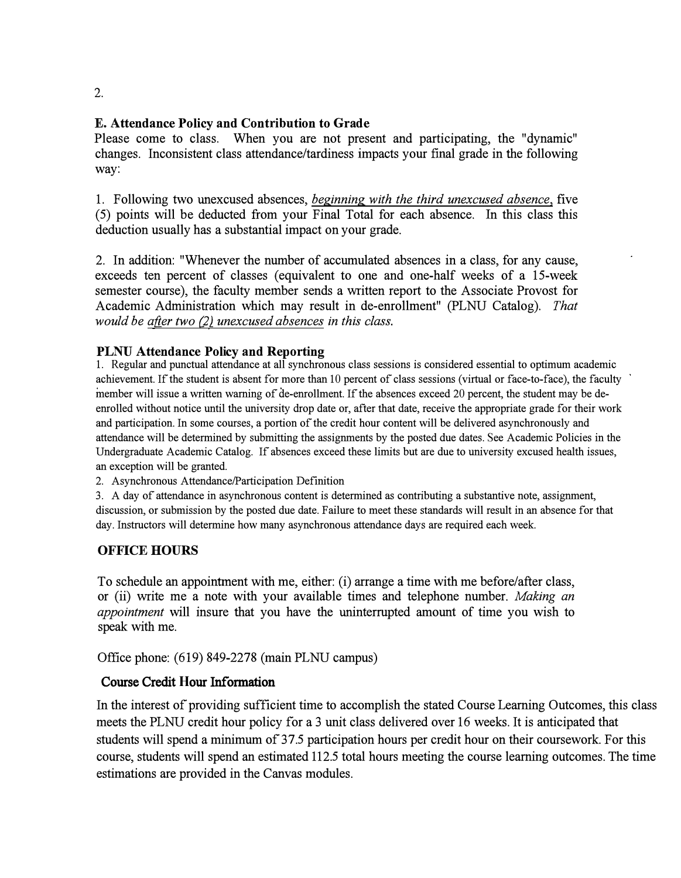2.

### E. Attendance Policy and Contribution to Grade

Please come to class. When you are not present and participating, the "dynamic" changes. Inconsistent class attendance/tardiness impacts your final grade in the following way:

1. Following two unexcused absences, *beginning with the third unexcused absence*, five (5) points will be deducted from your Final Total for each absence. In this class this deduction usually has a substantial impact on your grade.

2. In addition: "Whenever the number of accumulated absences in a class, for any cause, exceeds ten percent of classes (equivalent to one and one-half weeks of a 15-week semester course), the faculty member sends a written report to the Associate Provost for Academic Administration which may result in de-enrollment" (PLNU Catalog). *That would be after two (2) unexcused absences in this class.*

### PLNU Attendance Policy and Reporting

1. Regular and punctual attendance at all synchronous class sessions is considered essential to optimum academic achievement. If the student is absent for more than 10 percent of class sessions (virtual or face-to-face), the faculty member will issue a written warning of de-enrollment. If the absences exceed 20 percent, the student may be de-enrolled without notice until the university drop date or, after that date, receive the appropriate grade for their work and participation. In some courses, a portion of the credit hour content will be delivered asynchronously and attendance will be determined by submitting the assignments by the posted due dates. See Academic Policies in the Undergraduate Academic Catalog. If absences exceed these limits but are due to university excused health issues, an exception will be granted.
2. Asynchronous Attendance/Participation Definition
3. A day of attendance in asynchronous content is determined as contributing a substantive note, assignment, discussion, or submission by the posted due date. Failure to meet these standards will result in an absence for that day. Instructors will determine how many asynchronous attendance days are required each week.

### OFFICE HOURS

To schedule an appointment with me, either: (i) arrange a time with me before/after class, or (ii) write me a note with your available times and telephone number. *Making an appointment* will insure that you have the uninterrupted amount of time you wish to speak with me.

Office phone: (619) 849-2278 (main PLNU campus)

### Course Credit Hour Information

In the interest of providing sufficient time to accomplish the stated Course Learning Outcomes, this class meets the PLNU credit hour policy for a 3 unit class delivered over 16 weeks. It is anticipated that students will spend a minimum of 37.5 participation hours per credit hour on their coursework. For this course, students will spend an estimated 112.5 total hours meeting the course learning outcomes. The time estimations are provided in the Canvas modules.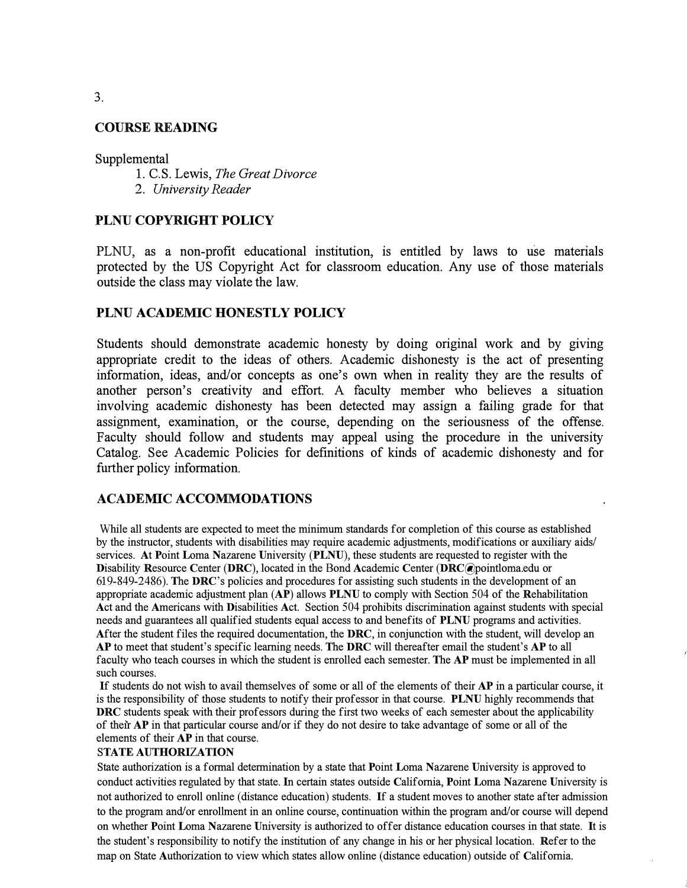3.

## COURSE READING

Supplemental

1. C.S. Lewis, *The Great Divorce*
2. *University Reader*

## PLNU COPYRIGHT POLICY

PLNU, as a non-profit educational institution, is entitled by laws to use materials protected by the US Copyright Act for classroom education. Any use of those materials outside the class may violate the law.

## PLNU ACADEMIC HONESTLY POLICY

Students should demonstrate academic honesty by doing original work and by giving appropriate credit to the ideas of others. Academic dishonesty is the act of presenting information, ideas, and/or concepts as one's own when in reality they are the results of another person's creativity and effort. A faculty member who believes a situation involving academic dishonesty has been detected may assign a failing grade for that assignment, examination, or the course, depending on the seriousness of the offense. Faculty should follow and students may appeal using the procedure in the university Catalog. See Academic Policies for definitions of kinds of academic dishonesty and for further policy information.

## ACADEMIC ACCOMMODATIONS

While all students are expected to meet the minimum standards for completion of this course as established by the instructor, students with disabilities may require academic adjustments, modifications or auxiliary aids/ services. **At Point Loma Nazarene University (PLNU)**, these students are requested to register with the **Disability Resource Center (DRC)**, located in the Bond **Academic Center (DRC@pointloma.edu** or 619-849-2486). **The DRC**'s policies and procedures for assisting such students in the development of an appropriate academic adjustment plan (**AP**) allows **PLNU** to comply with Section 504 of the **Rehabilitation Act** and the **Americans with Disabilities Act**. Section 504 prohibits discrimination against students with special needs and guarantees all qualified students equal access to and benefits of **PLNU** programs and activities. **After** the student files the required documentation, the **DRC**, in conjunction with the student, will develop an **AP** to meet that student's specific learning needs. **The DRC** will thereafter email the student's **AP** to all faculty who teach courses in which the student is enrolled each semester. **The AP** must be implemented in all such courses.

**If** students do not wish to avail themselves of some or all of the elements of their **AP** in a particular course, it is the responsibility of those students to notify their professor in that course. **PLNU** highly recommends that **DRC** students speak with their professors during the first two weeks of each semester about the applicability of their **AP** in that particular course and/or if they do not desire to take advantage of some or all of the elements of their **AP** in that course.

### STATE AUTHORIZATION

State authorization is a formal determination by a state that **Point Loma Nazarene University** is approved to conduct activities regulated by that state. **In** certain states outside **California**, **Point Loma Nazarene University** is not authorized to enroll online (distance education) students. **If** a student moves to another state after admission to the program and/or enrollment in an online course, continuation within the program and/or course will depend on whether **Point Loma Nazarene University** is authorized to offer distance education courses in that state. **It** is the student's responsibility to notify the institution of any change in his or her physical location. **Refer** to the map on State **Authorization** to view which states allow online (distance education) outside of **California**.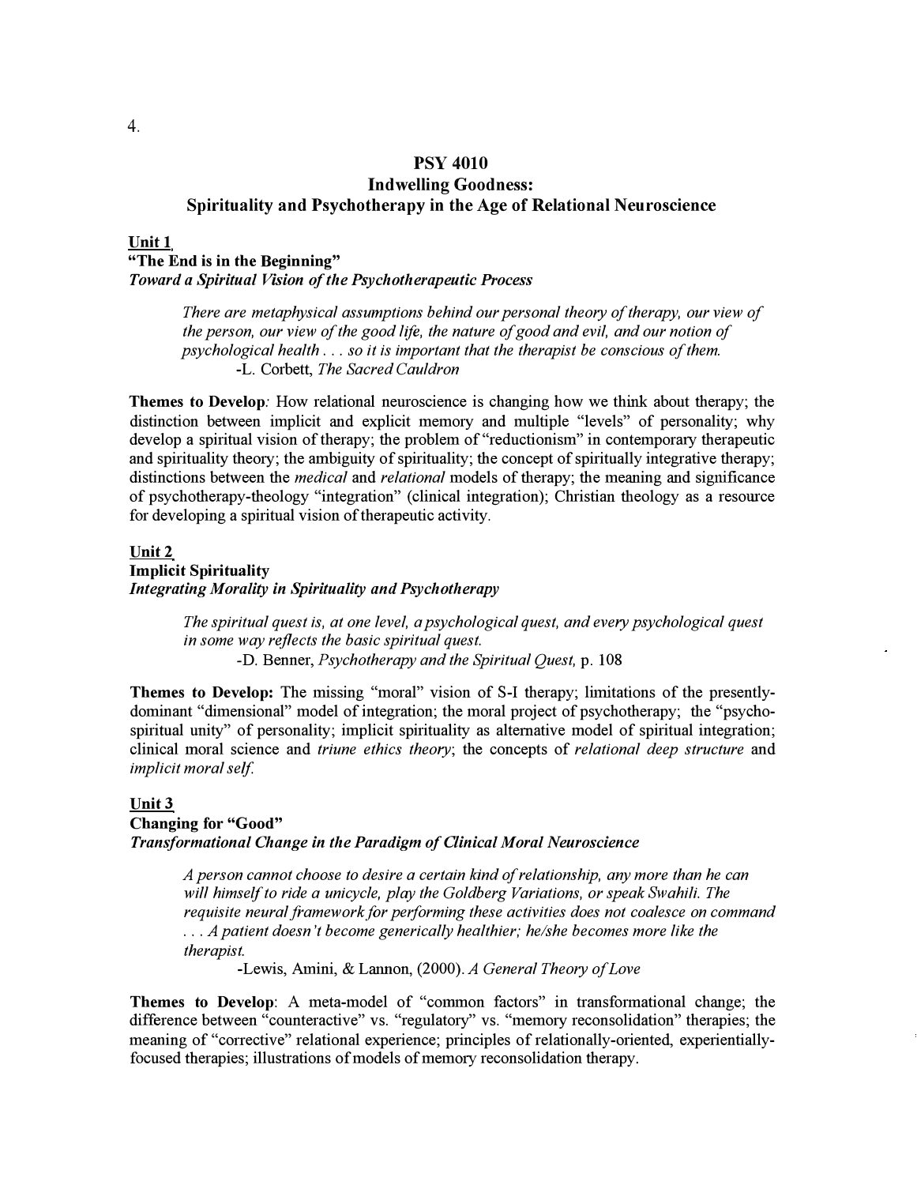## PSY 4010
## Indwelling Goodness:
## Spirituality and Psychotherapy in the Age of Relational Neuroscience

### Unit 1
**"The End is in the Beginning"**
***Toward a Spiritual Vision of the Psychotherapeutic Process***

> *There are metaphysical assumptions behind our personal theory of therapy, our view of the person, our view of the good life, the nature of good and evil, and our notion of psychological health . . . so it is important that the therapist be conscious of them.*
> -L. Corbett, *The Sacred Cauldron*

**Themes to Develop***:* How relational neuroscience is changing how we think about therapy; the distinction between implicit and explicit memory and multiple "levels" of personality; why develop a spiritual vision of therapy; the problem of "reductionism" in contemporary therapeutic and spirituality theory; the ambiguity of spirituality; the concept of spiritually integrative therapy; distinctions between the *medical* and *relational* models of therapy; the meaning and significance of psychotherapy-theology "integration" (clinical integration); Christian theology as a resource for developing a spiritual vision of therapeutic activity.

### Unit 2
**Implicit Spirituality**
***Integrating Morality in Spirituality and Psychotherapy***

> *The spiritual quest is, at one level, a psychological quest, and every psychological quest in some way reflects the basic spiritual quest.*
> -D. Benner, *Psychotherapy and the Spiritual Quest,* p. 108

**Themes to Develop:** The missing "moral" vision of S-I therapy; limitations of the presently-dominant "dimensional" model of integration; the moral project of psychotherapy; the "psycho-spiritual unity" of personality; implicit spirituality as alternative model of spiritual integration; clinical moral science and *triune ethics theory*; the concepts of *relational deep structure* and *implicit moral self.*

### Unit 3
**Changing for "Good"**
***Transformational Change in the Paradigm of Clinical Moral Neuroscience***

> *A person cannot choose to desire a certain kind of relationship, any more than he can will himself to ride a unicycle, play the Goldberg Variations, or speak Swahili. The requisite neural framework for performing these activities does not coalesce on command . . . A patient doesn't become generically healthier; he/she becomes more like the therapist.*
> -Lewis, Amini, & Lannon, (2000). *A General Theory of Love*

**Themes to Develop**: A meta-model of "common factors" in transformational change; the difference between "counteractive" vs. "regulatory" vs. "memory reconsolidation" therapies; the meaning of "corrective" relational experience; principles of relationally-oriented, experientially-focused therapies; illustrations of models of memory reconsolidation therapy.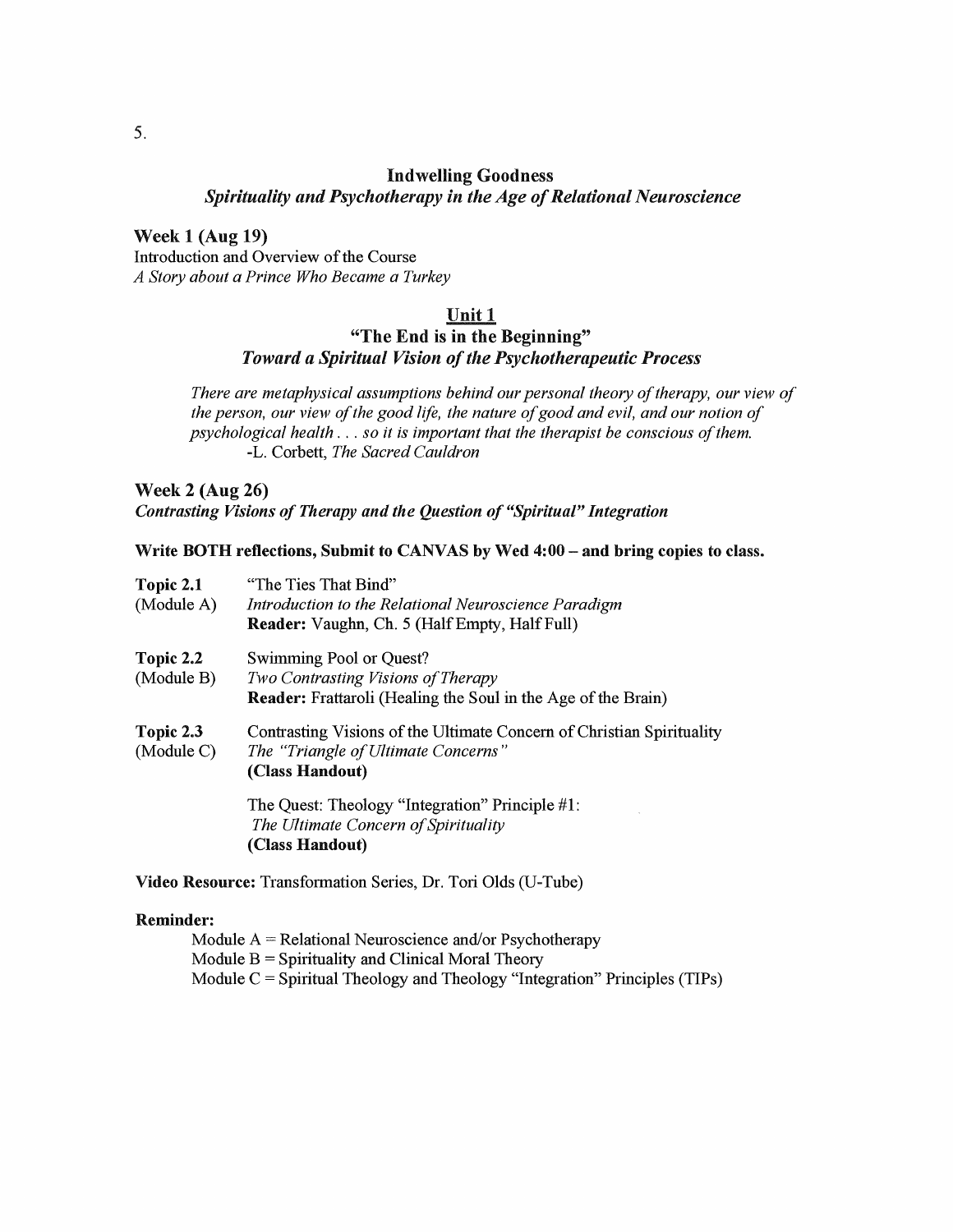## Indwelling Goodness

### *Spirituality and Psychotherapy in the Age of Relational Neuroscience*

**Week 1 (Aug 19)**
Introduction and Overview of the Course
*A Story about a Prince Who Became a Turkey*

## Unit 1

### "The End is in the Beginning"

### *Toward a Spiritual Vision of the Psychotherapeutic Process*

> *There are metaphysical assumptions behind our personal theory of therapy, our view of the person, our view of the good life, the nature of good and evil, and our notion of psychological health . . . so it is important that the therapist be conscious of them.*
> -L. Corbett, *The Sacred Cauldron*

**Week 2 (Aug 26)**
***Contrasting Visions of Therapy and the Question of "Spiritual" Integration***

**Write BOTH reflections, Submit to CANVAS by Wed 4:00 – and bring copies to class.**

**Topic 2.1** (Module A)
"The Ties That Bind"
*Introduction to the Relational Neuroscience Paradigm*
**Reader:** Vaughn, Ch. 5 (Half Empty, Half Full)

**Topic 2.2** (Module B)
Swimming Pool or Quest?
*Two Contrasting Visions of Therapy*
**Reader:** Frattaroli (Healing the Soul in the Age of the Brain)

**Topic 2.3** (Module C)
Contrasting Visions of the Ultimate Concern of Christian Spirituality
*The "Triangle of Ultimate Concerns"*
**(Class Handout)**

The Quest: Theology "Integration" Principle #1:
*The Ultimate Concern of Spirituality*
**(Class Handout)**

**Video Resource:** Transformation Series, Dr. Tori Olds (U-Tube)

**Reminder:**

Module A = Relational Neuroscience and/or Psychotherapy
Module B = Spirituality and Clinical Moral Theory
Module C = Spiritual Theology and Theology "Integration" Principles (TIPs)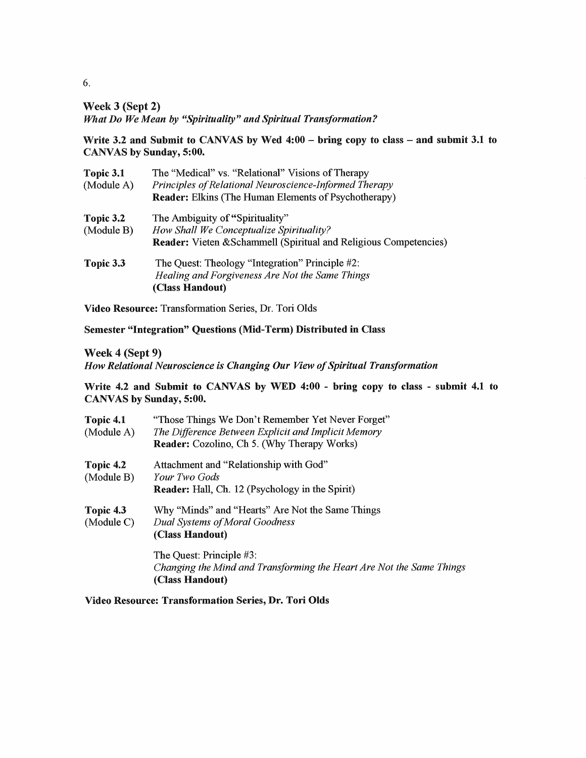### Week 3 (Sept 2)

*What Do We Mean by "Spirituality" and Spiritual Transformation?*

**Write 3.2 and Submit to CANVAS by Wed 4:00 – bring copy to class – and submit 3.1 to CANVAS by Sunday, 5:00.**

**Topic 3.1** (Module A)
The "Medical" vs. "Relational" Visions of Therapy
*Principles of Relational Neuroscience-Informed Therapy*
**Reader:** Elkins (The Human Elements of Psychotherapy)

**Topic 3.2** (Module B)
The Ambiguity of "Spirituality"
*How Shall We Conceptualize Spirituality?*
**Reader:** Vieten &Schammell (Spiritual and Religious Competencies)

**Topic 3.3**
The Quest: Theology "Integration" Principle #2:
*Healing and Forgiveness Are Not the Same Things*
**(Class Handout)**

**Video Resource:** Transformation Series, Dr. Tori Olds

**Semester "Integration" Questions (Mid-Term) Distributed in Class**

### Week 4 (Sept 9)

*How Relational Neuroscience is Changing Our View of Spiritual Transformation*

**Write 4.2 and Submit to CANVAS by WED 4:00 - bring copy to class - submit 4.1 to CANVAS by Sunday, 5:00.**

**Topic 4.1** (Module A)
"Those Things We Don't Remember Yet Never Forget"
*The Difference Between Explicit and Implicit Memory*
**Reader:** Cozolino, Ch 5. (Why Therapy Works)

**Topic 4.2** (Module B)
Attachment and "Relationship with God"
*Your Two Gods*
**Reader:** Hall, Ch. 12 (Psychology in the Spirit)

**Topic 4.3** (Module C)
Why "Minds" and "Hearts" Are Not the Same Things
*Dual Systems of Moral Goodness*
**(Class Handout)**

The Quest: Principle #3:
*Changing the Mind and Transforming the Heart Are Not the Same Things*
**(Class Handout)**

**Video Resource: Transformation Series, Dr. Tori Olds**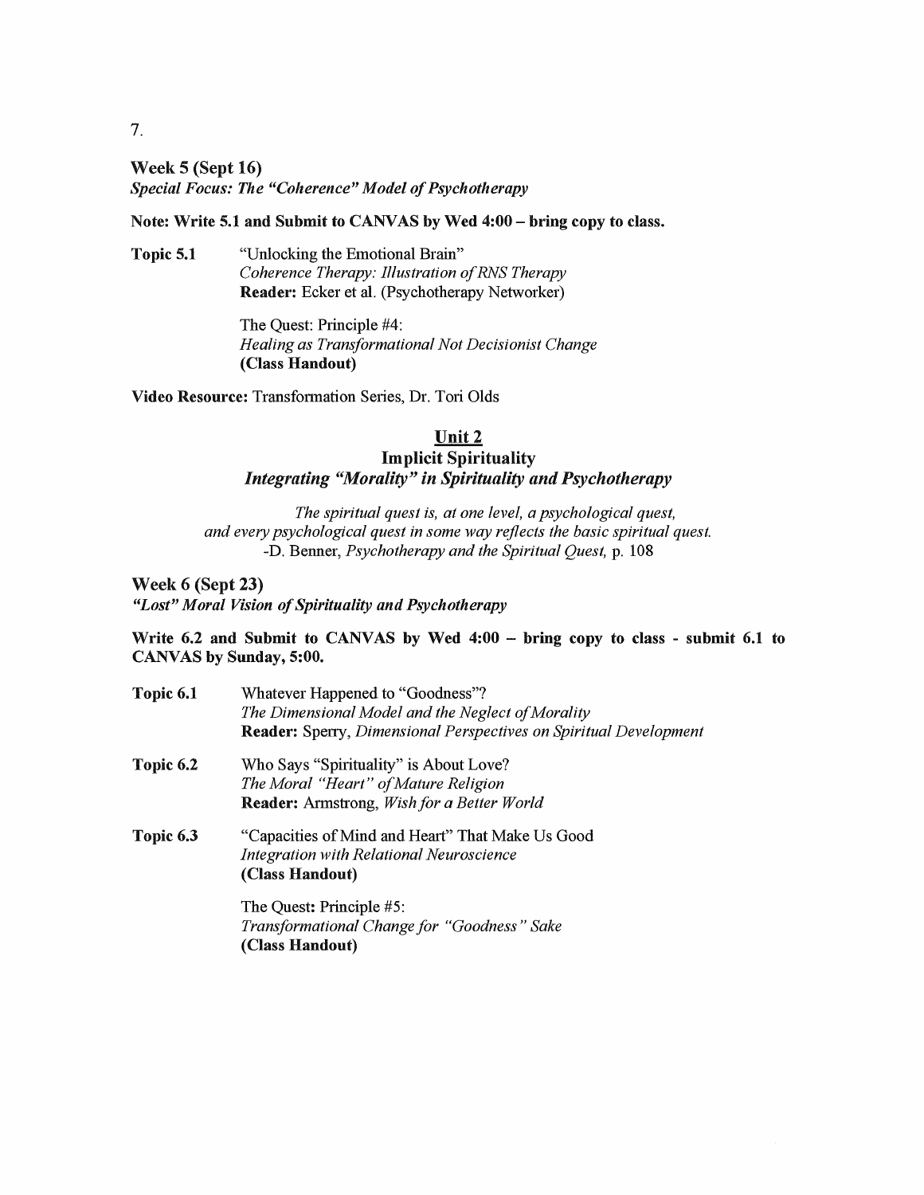**Week 5 (Sept 16)**
***Special Focus: The "Coherence" Model of Psychotherapy***

**Note: Write 5.1 and Submit to CANVAS by Wed 4:00 – bring copy to class.**

**Topic 5.1** "Unlocking the Emotional Brain"
*Coherence Therapy: Illustration of RNS Therapy*
**Reader:** Ecker et al. (Psychotherapy Networker)

The Quest: Principle #4:
*Healing as Transformational Not Decisionist Change*
**(Class Handout)**

**Video Resource:** Transformation Series, Dr. Tori Olds

## Unit 2

## Implicit Spirituality

### *Integrating "Morality" in Spirituality and Psychotherapy*

*The spiritual quest is, at one level, a psychological quest,*
*and every psychological quest in some way reflects the basic spiritual quest.*
-D. Benner, *Psychotherapy and the Spiritual Quest,* p. 108

**Week 6 (Sept 23)**
***"Lost" Moral Vision of Spirituality and Psychotherapy***

**Write 6.2 and Submit to CANVAS by Wed 4:00 – bring copy to class - submit 6.1 to CANVAS by Sunday, 5:00.**

**Topic 6.1** Whatever Happened to "Goodness"?
*The Dimensional Model and the Neglect of Morality*
**Reader:** Sperry, *Dimensional Perspectives on Spiritual Development*

**Topic 6.2** Who Says "Spirituality" is About Love?
*The Moral "Heart" of Mature Religion*
**Reader:** Armstrong, *Wish for a Better World*

**Topic 6.3** "Capacities of Mind and Heart" That Make Us Good
*Integration with Relational Neuroscience*
**(Class Handout)**

The Quest: Principle #5:
*Transformational Change for "Goodness" Sake*
**(Class Handout)**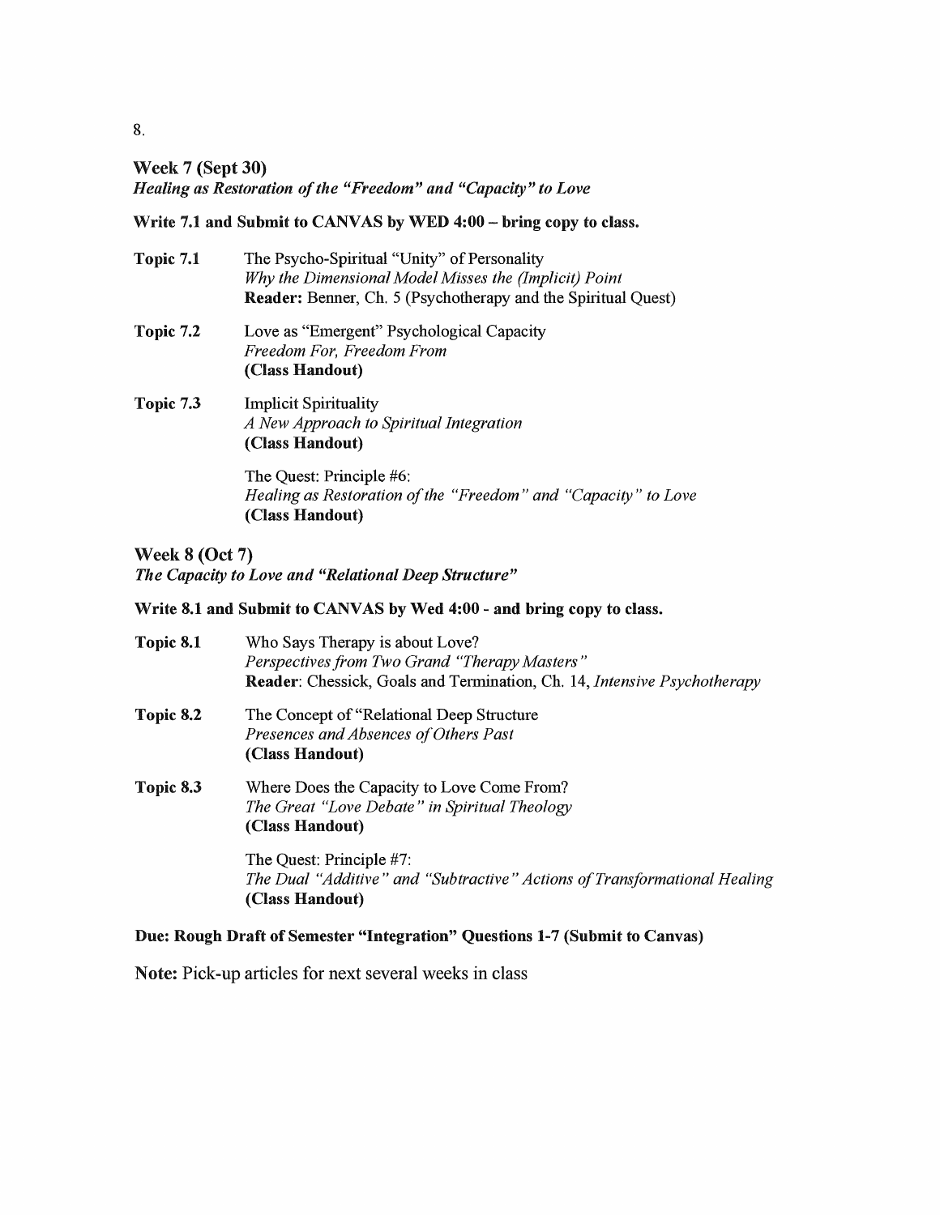## Week 7 (Sept 30)

***Healing as Restoration of the "Freedom" and "Capacity" to Love***

**Write 7.1 and Submit to CANVAS by WED 4:00 – bring copy to class.**

**Topic 7.1** The Psycho-Spiritual "Unity" of Personality
*Why the Dimensional Model Misses the (Implicit) Point*
**Reader:** Benner, Ch. 5 (Psychotherapy and the Spiritual Quest)

**Topic 7.2** Love as "Emergent" Psychological Capacity
*Freedom For, Freedom From*
**(Class Handout)**

**Topic 7.3** Implicit Spirituality
*A New Approach to Spiritual Integration*
**(Class Handout)**

The Quest: Principle #6:
*Healing as Restoration of the "Freedom" and "Capacity" to Love*
**(Class Handout)**

## Week 8 (Oct 7)

***The Capacity to Love and "Relational Deep Structure"***

**Write 8.1 and Submit to CANVAS by Wed 4:00 - and bring copy to class.**

**Topic 8.1** Who Says Therapy is about Love?
*Perspectives from Two Grand "Therapy Masters"*
**Reader**: Chessick, Goals and Termination, Ch. 14, *Intensive Psychotherapy*

**Topic 8.2** The Concept of "Relational Deep Structure
*Presences and Absences of Others Past*
**(Class Handout)**

**Topic 8.3** Where Does the Capacity to Love Come From?
*The Great "Love Debate" in Spiritual Theology*
**(Class Handout)**

The Quest: Principle #7:
*The Dual "Additive" and "Subtractive" Actions of Transformational Healing*
**(Class Handout)**

**Due: Rough Draft of Semester "Integration" Questions 1-7 (Submit to Canvas)**

**Note:** Pick-up articles for next several weeks in class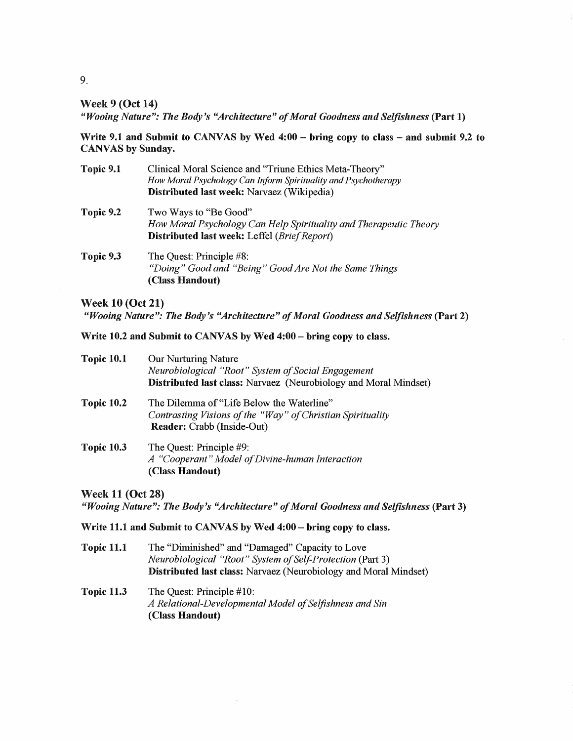## Week 9 (Oct 14)

***"Wooing Nature": The Body's "Architecture" of Moral Goodness and Selfishness* (Part 1)**

**Write 9.1 and Submit to CANVAS by Wed 4:00 – bring copy to class – and submit 9.2 to CANVAS by Sunday.**

**Topic 9.1** Clinical Moral Science and "Triune Ethics Meta-Theory"
*How Moral Psychology Can Inform Spirituality and Psychotherapy*
**Distributed last week:** Narvaez (Wikipedia)

**Topic 9.2** Two Ways to "Be Good"
*How Moral Psychology Can Help Spirituality and Therapeutic Theory*
**Distributed last week:** Leffel (*Brief Report*)

**Topic 9.3** The Quest: Principle #8:
*"Doing" Good and "Being" Good Are Not the Same Things*
**(Class Handout)**

## Week 10 (Oct 21)

***"Wooing Nature": The Body's "Architecture" of Moral Goodness and Selfishness* (Part 2)**

**Write 10.2 and Submit to CANVAS by Wed 4:00 – bring copy to class.**

**Topic 10.1** Our Nurturing Nature
*Neurobiological "Root" System of Social Engagement*
**Distributed last class:** Narvaez (Neurobiology and Moral Mindset)

**Topic 10.2** The Dilemma of "Life Below the Waterline"
*Contrasting Visions of the "Way" of Christian Spirituality*
**Reader:** Crabb (Inside-Out)

**Topic 10.3** The Quest: Principle #9:
*A "Cooperant" Model of Divine-human Interaction*
**(Class Handout)**

## Week 11 (Oct 28)

***"Wooing Nature": The Body's "Architecture" of Moral Goodness and Selfishness* (Part 3)**

**Write 11.1 and Submit to CANVAS by Wed 4:00 – bring copy to class.**

**Topic 11.1** The "Diminished" and "Damaged" Capacity to Love
*Neurobiological "Root" System of Self-Protection* (Part 3)
**Distributed last class:** Narvaez (Neurobiology and Moral Mindset)

**Topic 11.3** The Quest: Principle #10:
*A Relational-Developmental Model of Selfishness and Sin*
**(Class Handout)**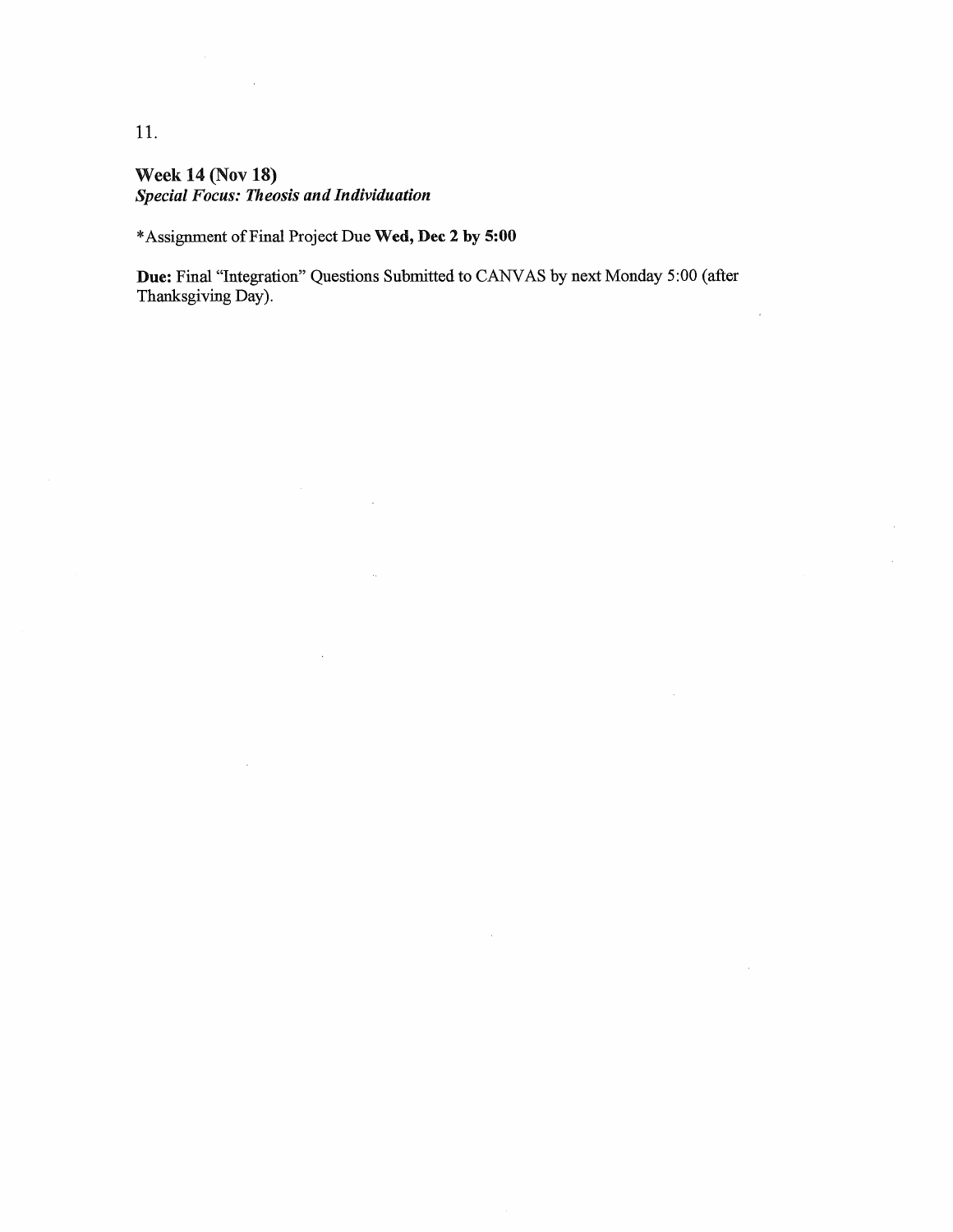**Week 14 (Nov 18)**
***Special Focus: Theosis and Individuation***

*Assignment of Final Project Due **Wed, Dec 2 by 5:00**

**Due:** Final "Integration" Questions Submitted to CANVAS by next Monday 5:00 (after Thanksgiving Day).